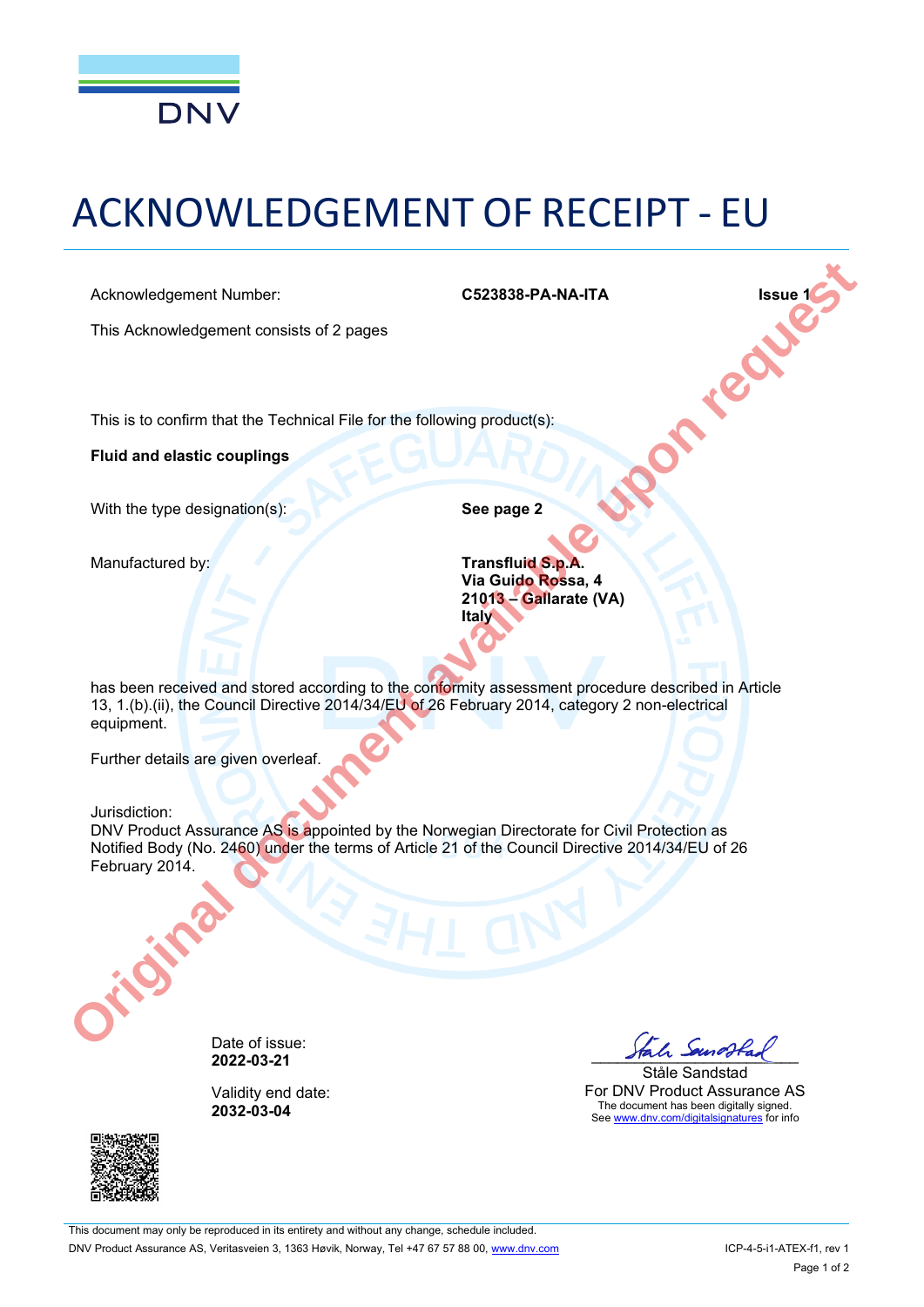DNV

# ACKNOWLEDGEMENT OF RECEIPT - EU

Acknowledgement Number: **C523838-PA-NA-ITA** **Issue 1**

This Acknowledgement consists of 2 pages

This is to confirm that the Technical File for the following product(s):

**Fluid and elastic couplings**

With the type designation(s): **See page 2**

Manufactured by:

**Transfluid S.p.A.**
**Via Guido Rossa, 4**
**21013 – Gallarate (VA)**
**Italy**

has been received and stored according to the conformity assessment procedure described in Article 13, 1.(b).(ii), the Council Directive 2014/34/EU of 26 February 2014, category 2 non-electrical equipment.

Further details are given overleaf.

Jurisdiction:
DNV Product Assurance AS is appointed by the Norwegian Directorate for Civil Protection as Notified Body (No. 2460) under the terms of Article 21 of the Council Directive 2014/34/EU of 26 February 2014.

Original document available upon request

Date of issue:
**2022-03-21**

Validity end date:
**2032-03-04**

Ståle Sandstad
For DNV Product Assurance AS
The document has been digitally signed.
See www.dnv.com/digitalsignatures for info

This document may only be reproduced in its entirety and without any change, schedule included.
DNV Product Assurance AS, Veritasveien 3, 1363 Høvik, Norway, Tel +47 67 57 88 00, www.dnv.com

ICP-4-5-i1-ATEX-f1, rev 1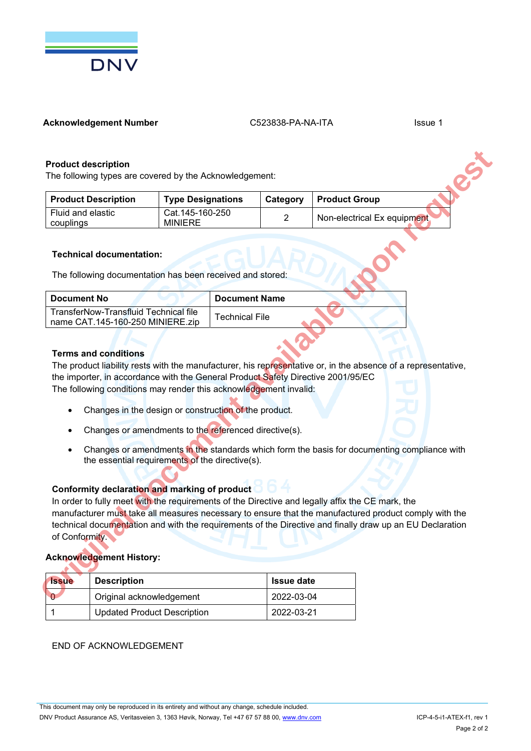**Acknowledgement Number** C523838-PA-NA-ITA Issue 1

### Product description

The following types are covered by the Acknowledgement:

| Product Description | Type Designations | Category | Product Group |
|---|---|---|---|
| Fluid and elastic couplings | Cat.145-160-250 MINIERE | 2 | Non-electrical Ex equipment |

### Technical documentation:

The following documentation has been received and stored:

| Document No | Document Name |
|---|---|
| TransferNow-Transfluid Technical file name CAT.145-160-250 MINIERE.zip | Technical File |

### Terms and conditions

The product liability rests with the manufacturer, his representative or, in the absence of a representative, the importer, in accordance with the General Product Safety Directive 2001/95/EC

The following conditions may render this acknowledgement invalid:

- Changes in the design or construction of the product.
- Changes or amendments to the referenced directive(s).
- Changes or amendments in the standards which form the basis for documenting compliance with the essential requirements of the directive(s).

### Conformity declaration and marking of product

In order to fully meet with the requirements of the Directive and legally affix the CE mark, the manufacturer must take all measures necessary to ensure that the manufactured product comply with the technical documentation and with the requirements of the Directive and finally draw up an EU Declaration of Conformity.

### Acknowledgement History:

| Issue | Description | Issue date |
|---|---|---|
| 0 | Original acknowledgement | 2022-03-04 |
| 1 | Updated Product Description | 2022-03-21 |

END OF ACKNOWLEDGEMENT

Original document available upon request

This document may only be reproduced in its entirety and without any change, schedule included.

DNV Product Assurance AS, Veritasveien 3, 1363 Høvik, Norway, Tel +47 67 57 88 00, www.dnv.com

ICP-4-5-i1-ATEX-f1, rev 1